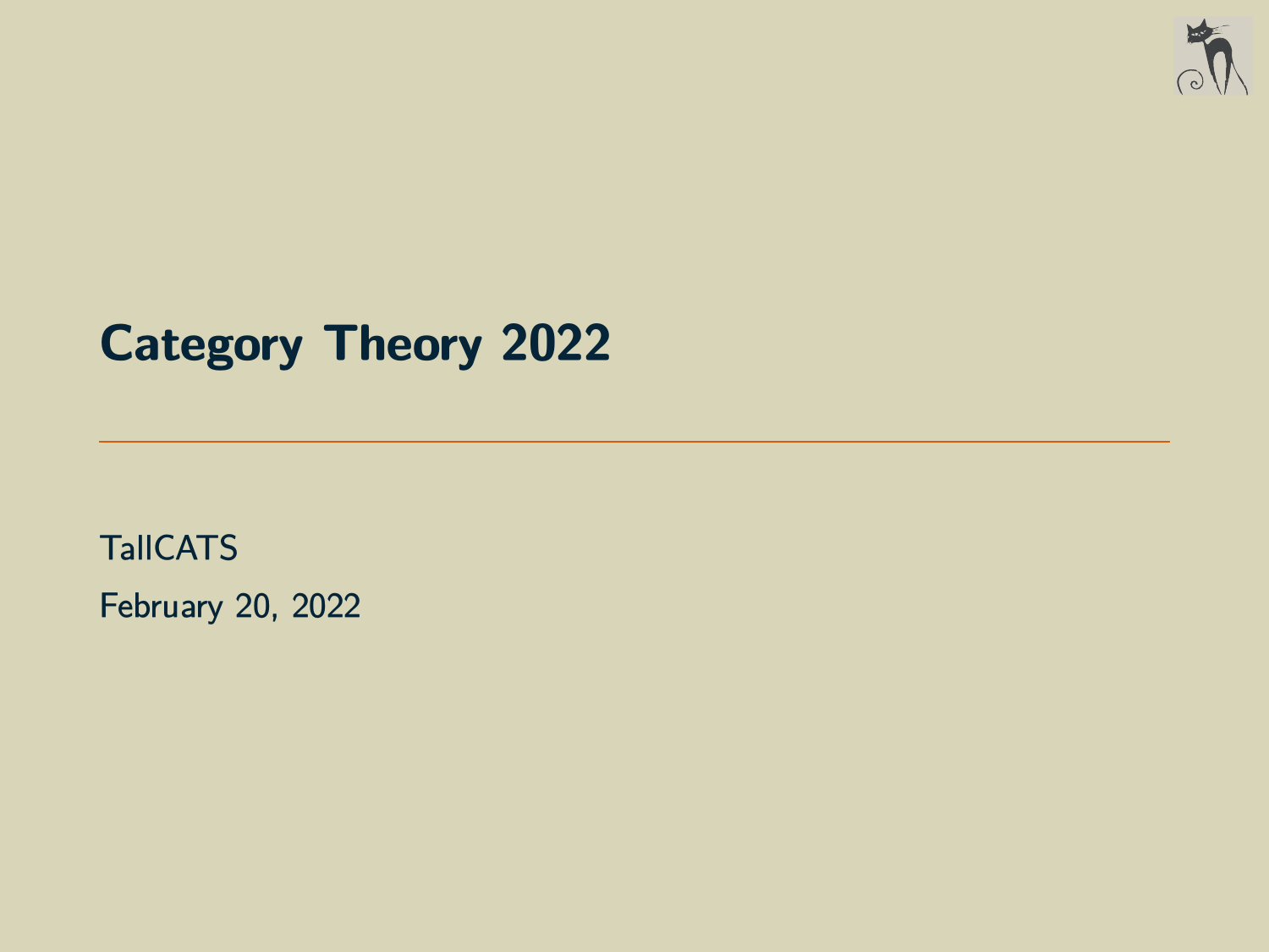# Category Theory 2022

TallCATS

February 20, 2022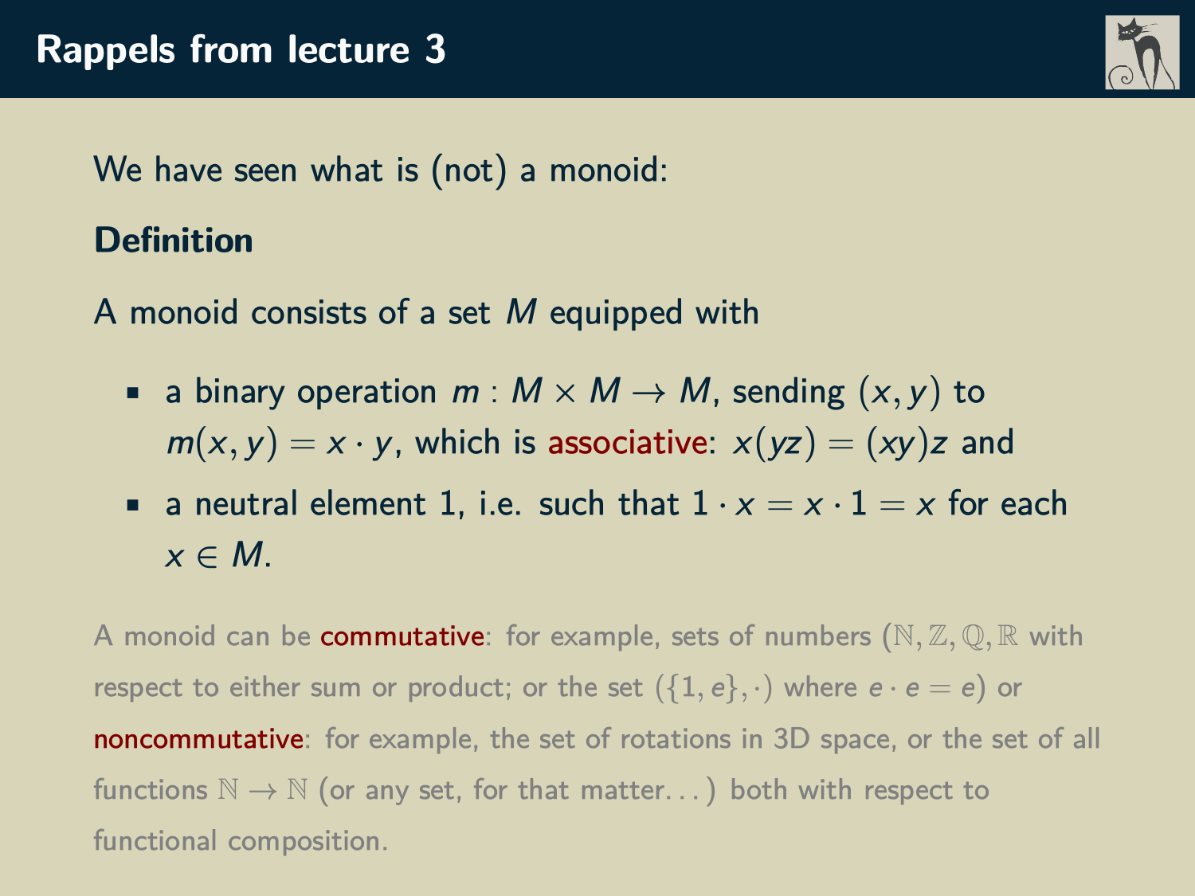# Rappels from lecture 3

We have seen what is (not) a monoid:

**Definition**

A monoid consists of a set $M$ equipped with

- a binary operation $m : M \times M \to M$, sending $(x, y)$ to $m(x, y) = x \cdot y$, which is associative: $x(yz) = (xy)z$ and
- a neutral element 1, i.e. such that $1 \cdot x = x \cdot 1 = x$ for each $x \in M$.

A monoid can be commutative: for example, sets of numbers ($\mathbb{N}, \mathbb{Z}, \mathbb{Q}, \mathbb{R}$ with respect to either sum or product; or the set $(\{1, e\}, \cdot)$ where $e \cdot e = e$) or noncommutative: for example, the set of rotations in 3D space, or the set of all functions $\mathbb{N} \to \mathbb{N}$ (or any set, for that matter...) both with respect to functional composition.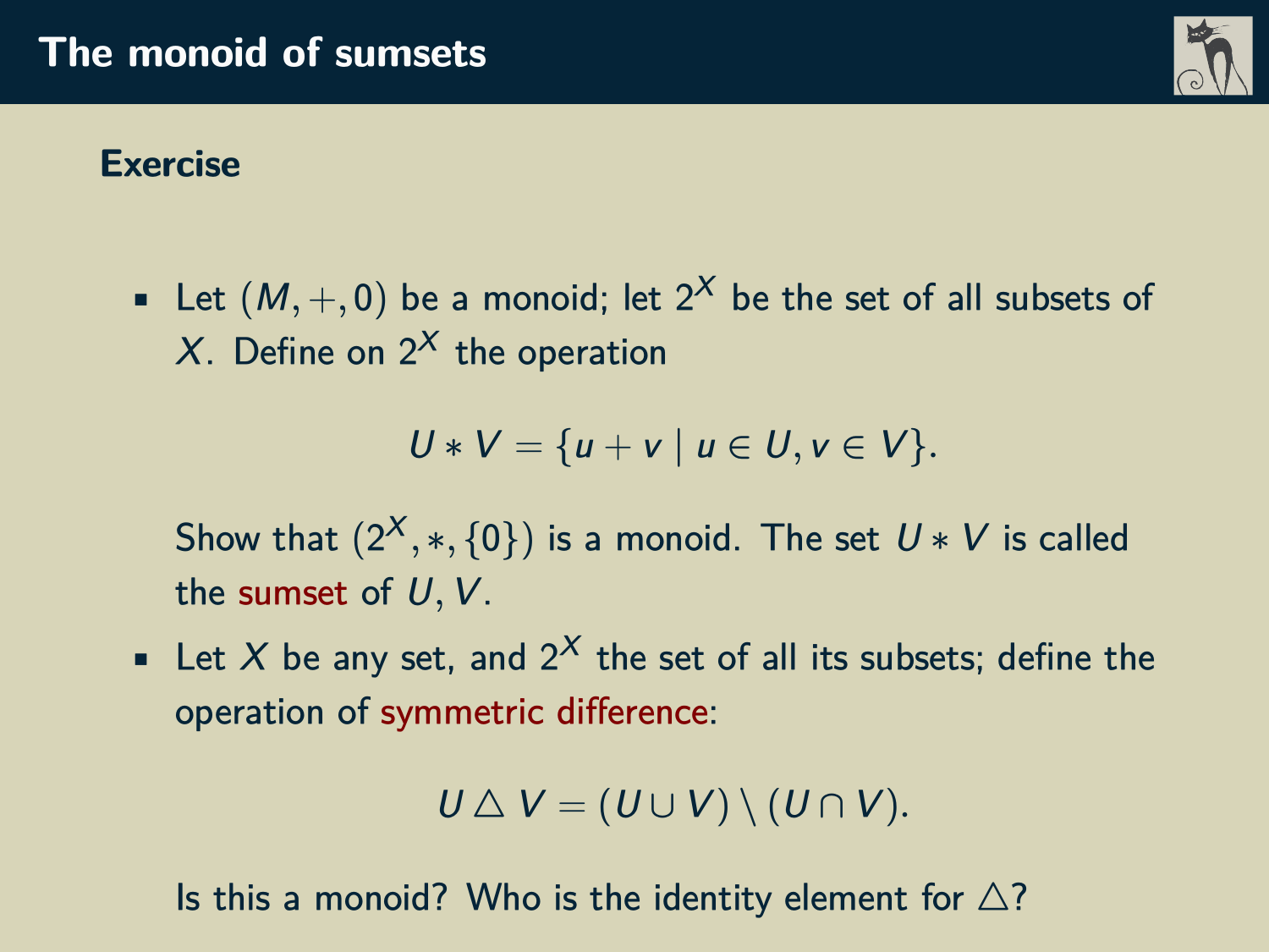# The monoid of sumsets

**Exercise**

- Let $(M, +, 0)$ be a monoid; let $2^X$ be the set of all subsets of $X$. Define on $2^X$ the operation

$$U * V = \{u + v \mid u \in U, v \in V\}.$$

  Show that $(2^X, *, \{0\})$ is a monoid. The set $U * V$ is called the sumset of $U, V$.

- Let $X$ be any set, and $2^X$ the set of all its subsets; define the operation of symmetric difference:

$$U \triangle V = (U \cup V) \setminus (U \cap V).$$

  Is this a monoid? Who is the identity element for $\triangle$?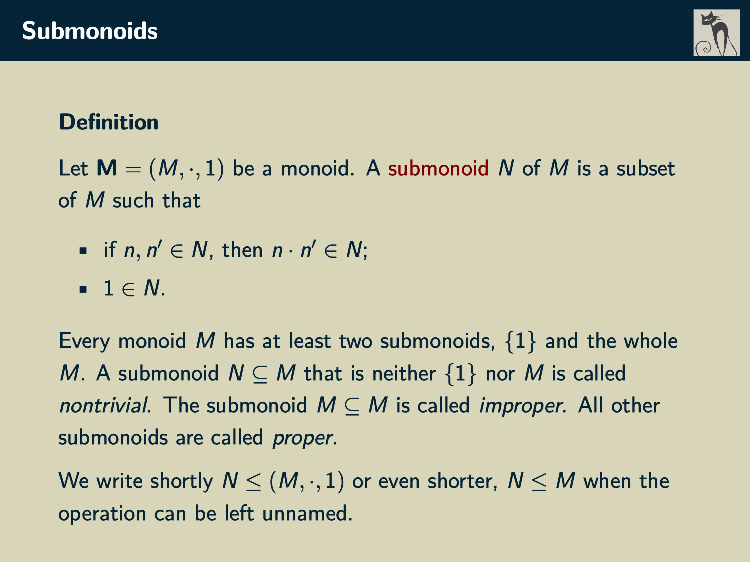# Submonoids

**Definition**

Let $\mathbf{M} = (M, \cdot, 1)$ be a monoid. A submonoid $N$ of $M$ is a subset of $M$ such that

- if $n, n' \in N$, then $n \cdot n' \in N$;
- $1 \in N$.

Every monoid $M$ has at least two submonoids, $\{1\}$ and the whole $M$. A submonoid $N \subseteq M$ that is neither $\{1\}$ nor $M$ is called *nontrivial*. The submonoid $M \subseteq M$ is called *improper*. All other submonoids are called *proper*.

We write shortly $N \leq (M, \cdot, 1)$ or even shorter, $N \leq M$ when the operation can be left unnamed.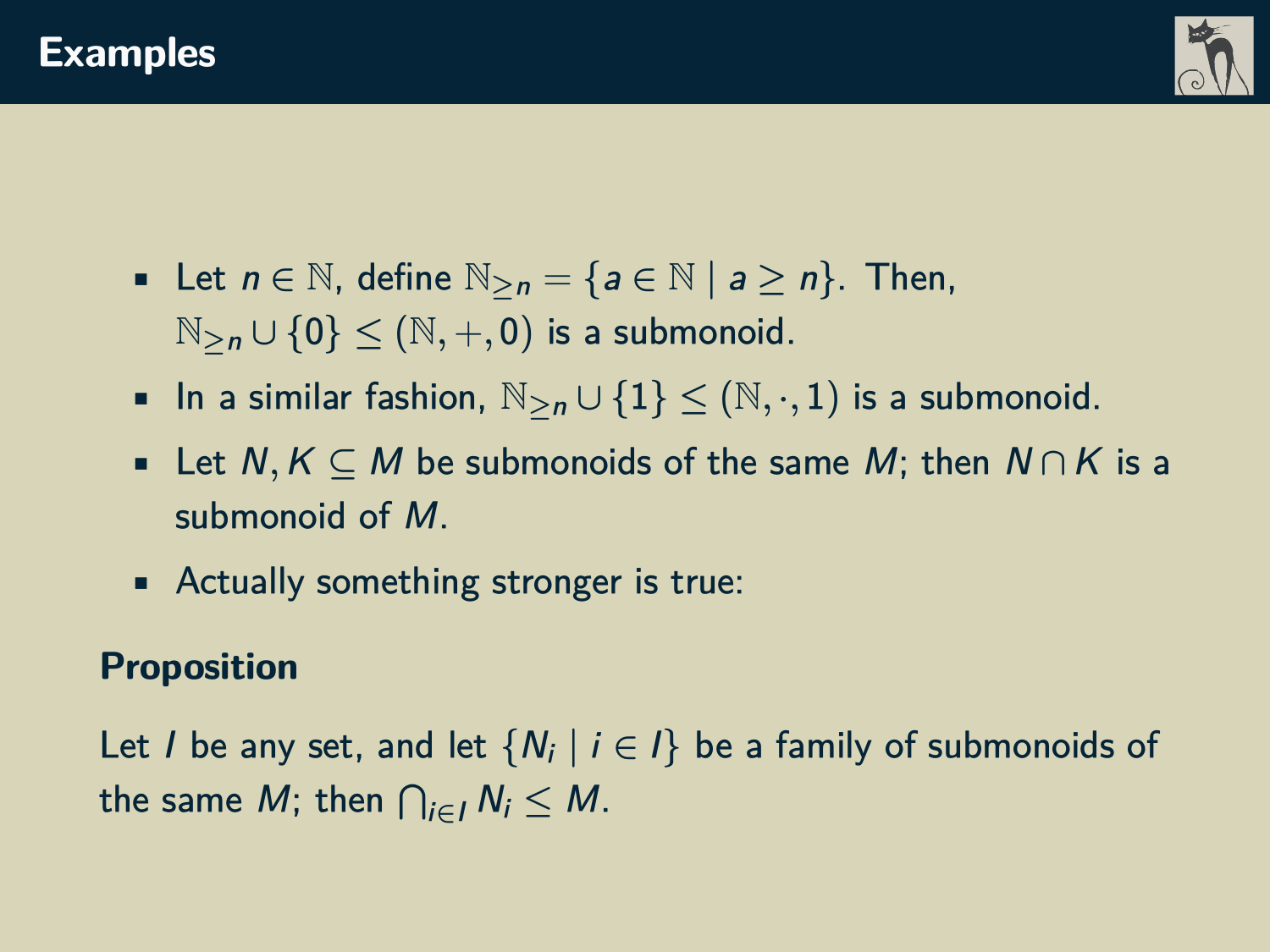# Examples

- Let $n \in \mathbb{N}$, define $\mathbb{N}_{\geq n} = \{a \in \mathbb{N} \mid a \geq n\}$. Then, $\mathbb{N}_{\geq n} \cup \{0\} \leq (\mathbb{N}, +, 0)$ is a submonoid.
- In a similar fashion, $\mathbb{N}_{\geq n} \cup \{1\} \leq (\mathbb{N}, \cdot, 1)$ is a submonoid.
- Let $N, K \subseteq M$ be submonoids of the same $M$; then $N \cap K$ is a submonoid of $M$.
- Actually something stronger is true:

**Proposition**

Let $I$ be any set, and let $\{N_i \mid i \in I\}$ be a family of submonoids of the same $M$; then $\bigcap_{i \in I} N_i \leq M$.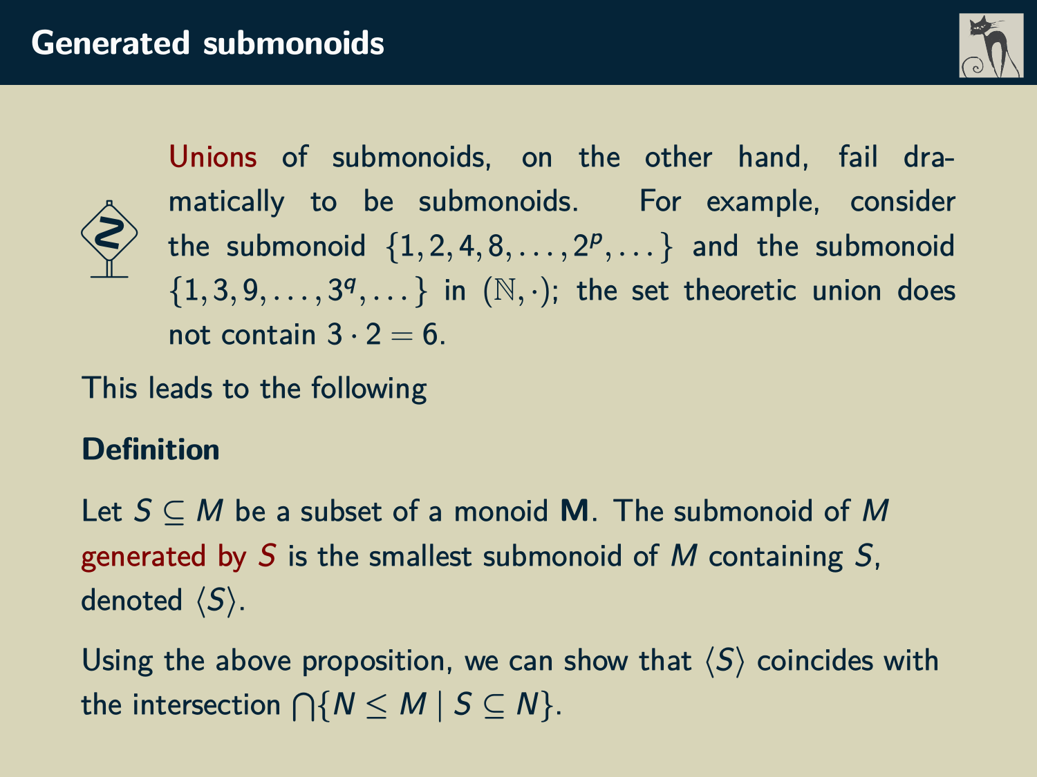## Generated submonoids

Unions of submonoids, on the other hand, fail dramatically to be submonoids. For example, consider the submonoid $\{1, 2, 4, 8, \dots, 2^p, \dots\}$ and the submonoid $\{1, 3, 9, \dots, 3^q, \dots\}$ in $(\mathbb{N}, \cdot)$; the set theoretic union does not contain $3 \cdot 2 = 6$.

This leads to the following

**Definition**

Let $S \subseteq M$ be a subset of a monoid $\mathbf{M}$. The submonoid of $M$ generated by $S$ is the smallest submonoid of $M$ containing $S$, denoted $\langle S \rangle$.

Using the above proposition, we can show that $\langle S \rangle$ coincides with the intersection $\bigcap\{N \leq M \mid S \subseteq N\}$.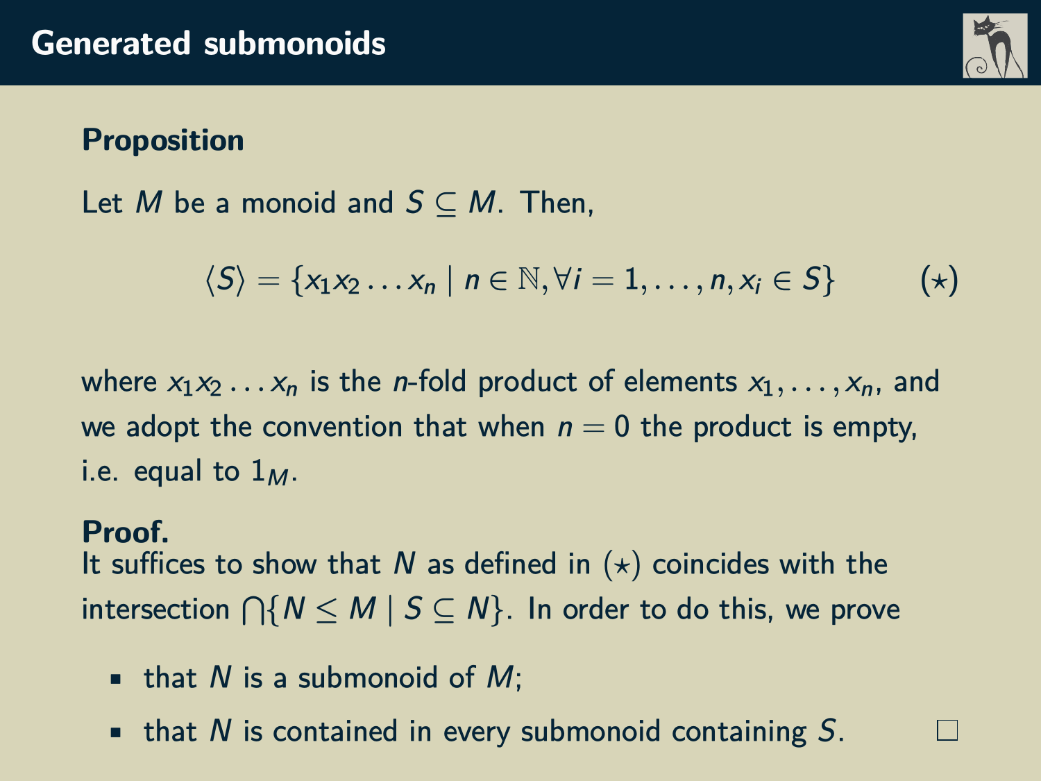## Generated submonoids

**Proposition**

Let $M$ be a monoid and $S \subseteq M$. Then,

$$\langle S \rangle = \{x_1 x_2 \ldots x_n \mid n \in \mathbb{N}, \forall i = 1, \ldots, n, x_i \in S\} \qquad (\star)$$

where $x_1 x_2 \ldots x_n$ is the $n$-fold product of elements $x_1, \ldots, x_n$, and we adopt the convention that when $n = 0$ the product is empty, i.e. equal to $1_M$.

**Proof.**
It suffices to show that $N$ as defined in $(\star)$ coincides with the intersection $\bigcap\{N \leq M \mid S \subseteq N\}$. In order to do this, we prove

- that $N$ is a submonoid of $M$;
- that $N$ is contained in every submonoid containing $S$. $\square$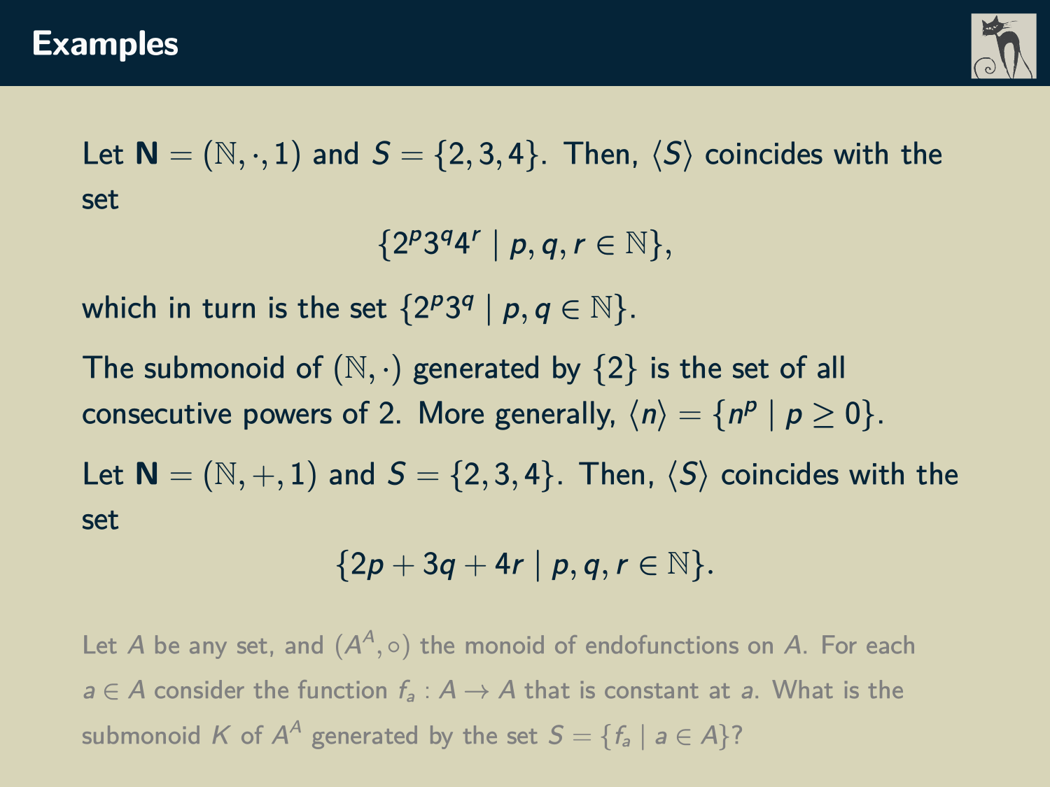# Examples

Let $\mathbf{N} = (\mathbb{N}, \cdot, 1)$ and $S = \{2, 3, 4\}$. Then, $\langle S \rangle$ coincides with the set

$$\{2^p 3^q 4^r \mid p, q, r \in \mathbb{N}\},$$

which in turn is the set $\{2^p 3^q \mid p, q \in \mathbb{N}\}$.

The submonoid of $(\mathbb{N}, \cdot)$ generated by $\{2\}$ is the set of all consecutive powers of 2. More generally, $\langle n \rangle = \{n^p \mid p \geq 0\}$.

Let $\mathbf{N} = (\mathbb{N}, +, 1)$ and $S = \{2, 3, 4\}$. Then, $\langle S \rangle$ coincides with the set

$$\{2p + 3q + 4r \mid p, q, r \in \mathbb{N}\}.$$

Let $A$ be any set, and $(A^A, \circ)$ the monoid of endofunctions on $A$. For each $a \in A$ consider the function $f_a : A \to A$ that is constant at $a$. What is the submonoid $K$ of $A^A$ generated by the set $S = \{f_a \mid a \in A\}$?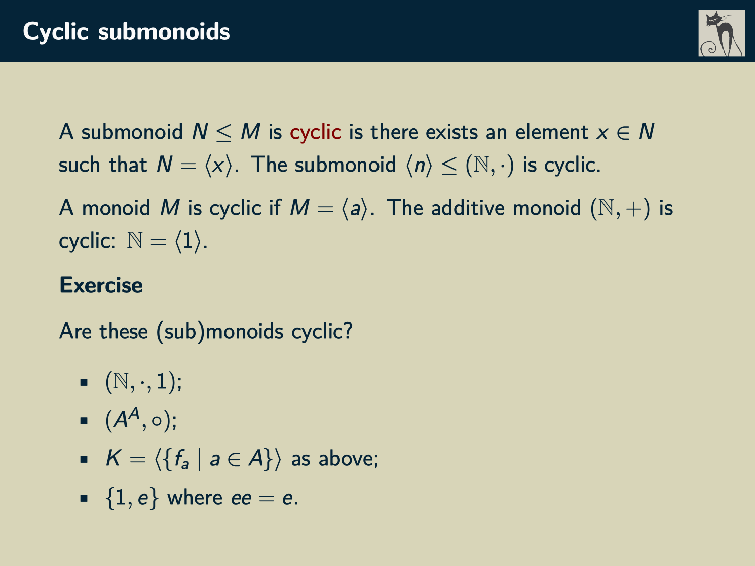# Cyclic submonoids

A submonoid $N \leq M$ is cyclic is there exists an element $x \in N$ such that $N = \langle x \rangle$. The submonoid $\langle n \rangle \leq (\mathbb{N}, \cdot)$ is cyclic.

A monoid $M$ is cyclic if $M = \langle a \rangle$. The additive monoid $(\mathbb{N}, +)$ is cyclic: $\mathbb{N} = \langle 1 \rangle$.

**Exercise**

Are these (sub)monoids cyclic?

- $(\mathbb{N}, \cdot, 1)$;
- $(A^A, \circ)$;
- $K = \langle \{f_a \mid a \in A\} \rangle$ as above;
- $\{1, e\}$ where $ee = e$.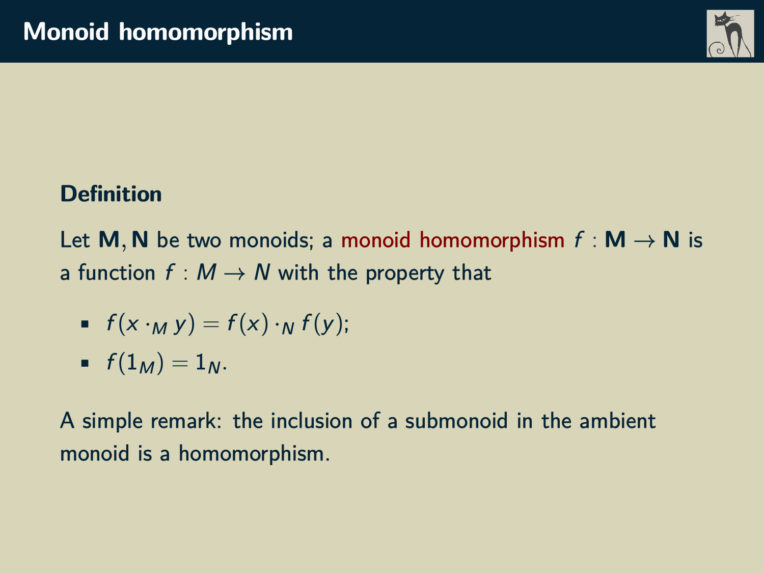# Monoid homomorphism

**Definition**

Let $\mathbf{M}, \mathbf{N}$ be two monoids; a monoid homomorphism $f : \mathbf{M} \to \mathbf{N}$ is a function $f : M \to N$ with the property that

- $f(x \cdot_M y) = f(x) \cdot_N f(y)$;
- $f(1_M) = 1_N$.

A simple remark: the inclusion of a submonoid in the ambient monoid is a homomorphism.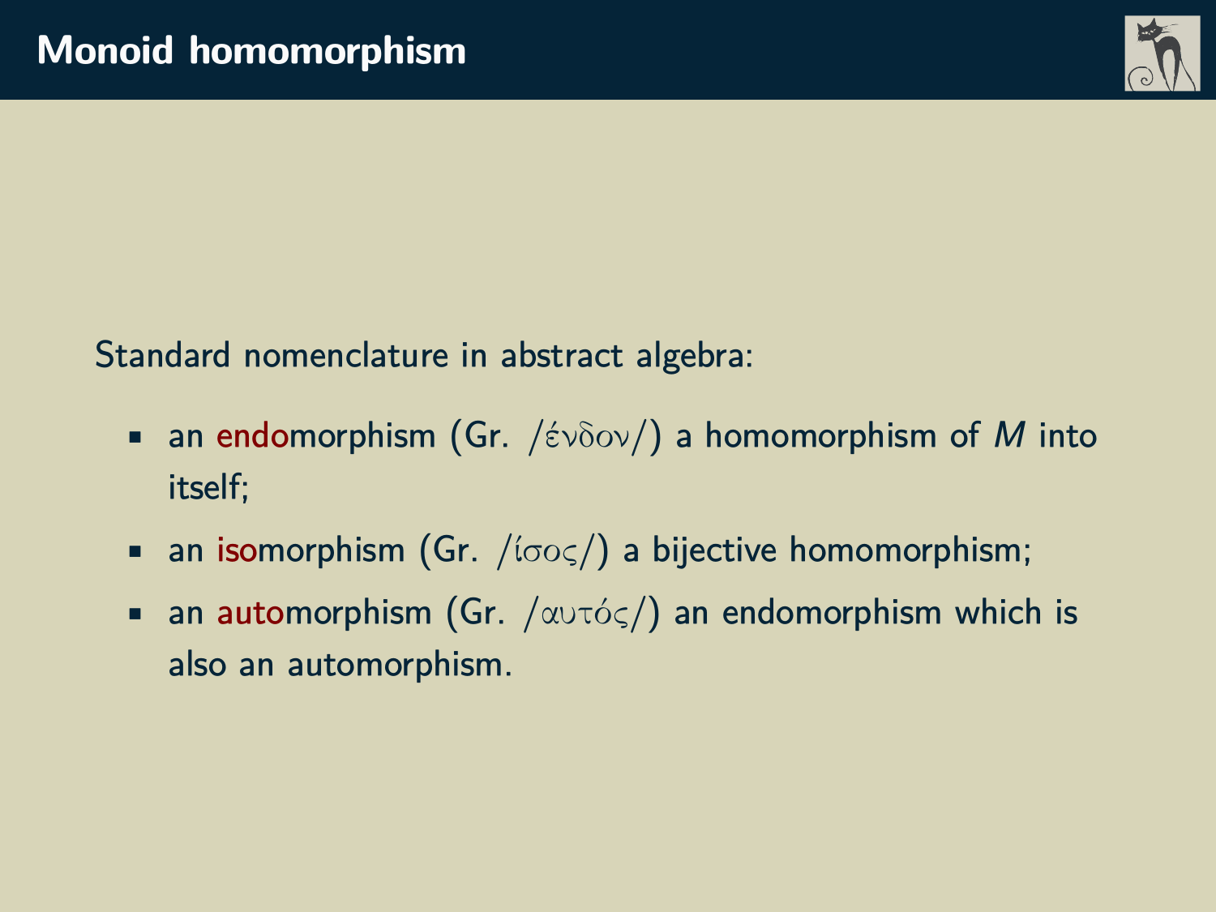# Monoid homomorphism

Standard nomenclature in abstract algebra:

- an endomorphism (Gr. /ένδον/) a homomorphism of $M$ into itself;
- an isomorphism (Gr. /ίσος/) a bijective homomorphism;
- an automorphism (Gr. /αυτός/) an endomorphism which is also an automorphism.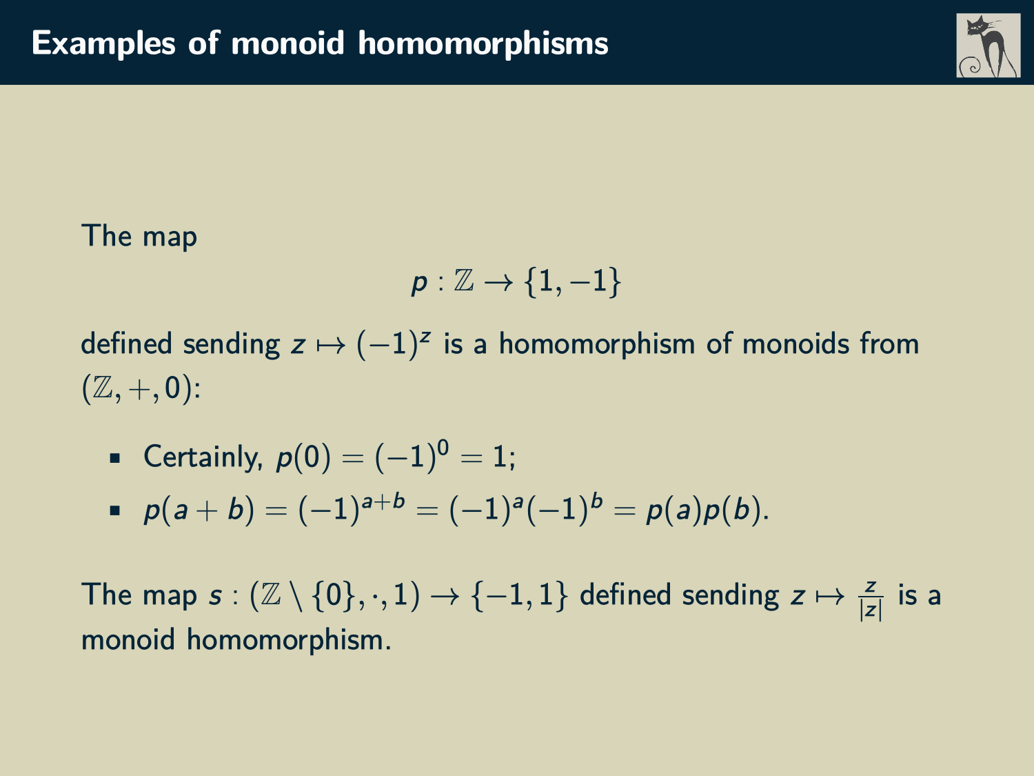# Examples of monoid homomorphisms

The map

$$p : \mathbb{Z} \to \{1, -1\}$$

defined sending $z \mapsto (-1)^z$ is a homomorphism of monoids from $(\mathbb{Z}, +, 0)$:

- Certainly, $p(0) = (-1)^0 = 1$;
- $p(a + b) = (-1)^{a+b} = (-1)^a(-1)^b = p(a)p(b)$.

The map $s : (\mathbb{Z} \setminus \{0\}, \cdot, 1) \to \{-1, 1\}$ defined sending $z \mapsto \frac{z}{|z|}$ is a monoid homomorphism.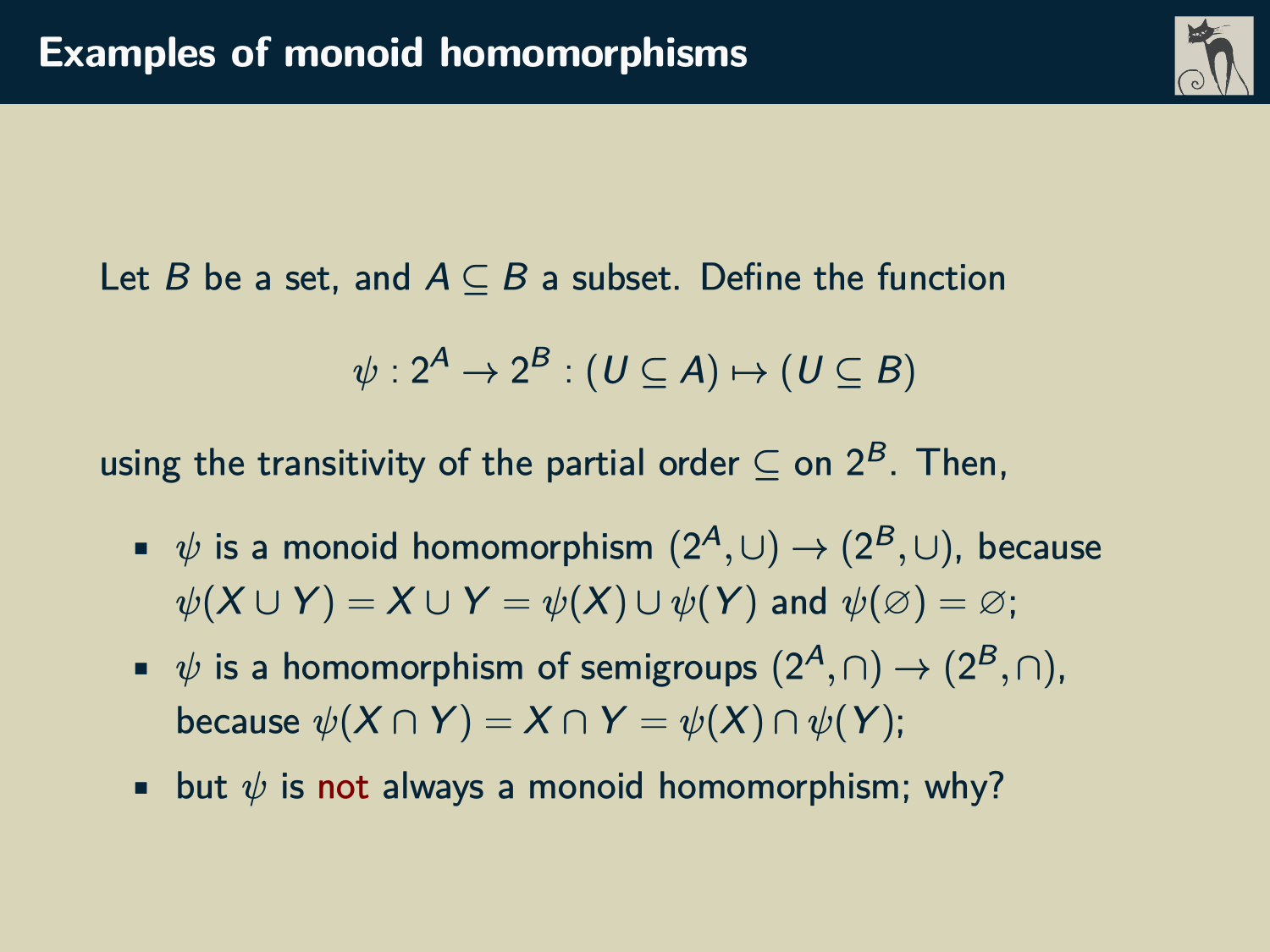# Examples of monoid homomorphisms

Let $B$ be a set, and $A \subseteq B$ a subset. Define the function

$$\psi : 2^A \to 2^B : (U \subseteq A) \mapsto (U \subseteq B)$$

using the transitivity of the partial order $\subseteq$ on $2^B$. Then,

- $\psi$ is a monoid homomorphism $(2^A, \cup) \to (2^B, \cup)$, because $\psi(X \cup Y) = X \cup Y = \psi(X) \cup \psi(Y)$ and $\psi(\varnothing) = \varnothing$;
- $\psi$ is a homomorphism of semigroups $(2^A, \cap) \to (2^B, \cap)$, because $\psi(X \cap Y) = X \cap Y = \psi(X) \cap \psi(Y)$;
- but $\psi$ is not always a monoid homomorphism; why?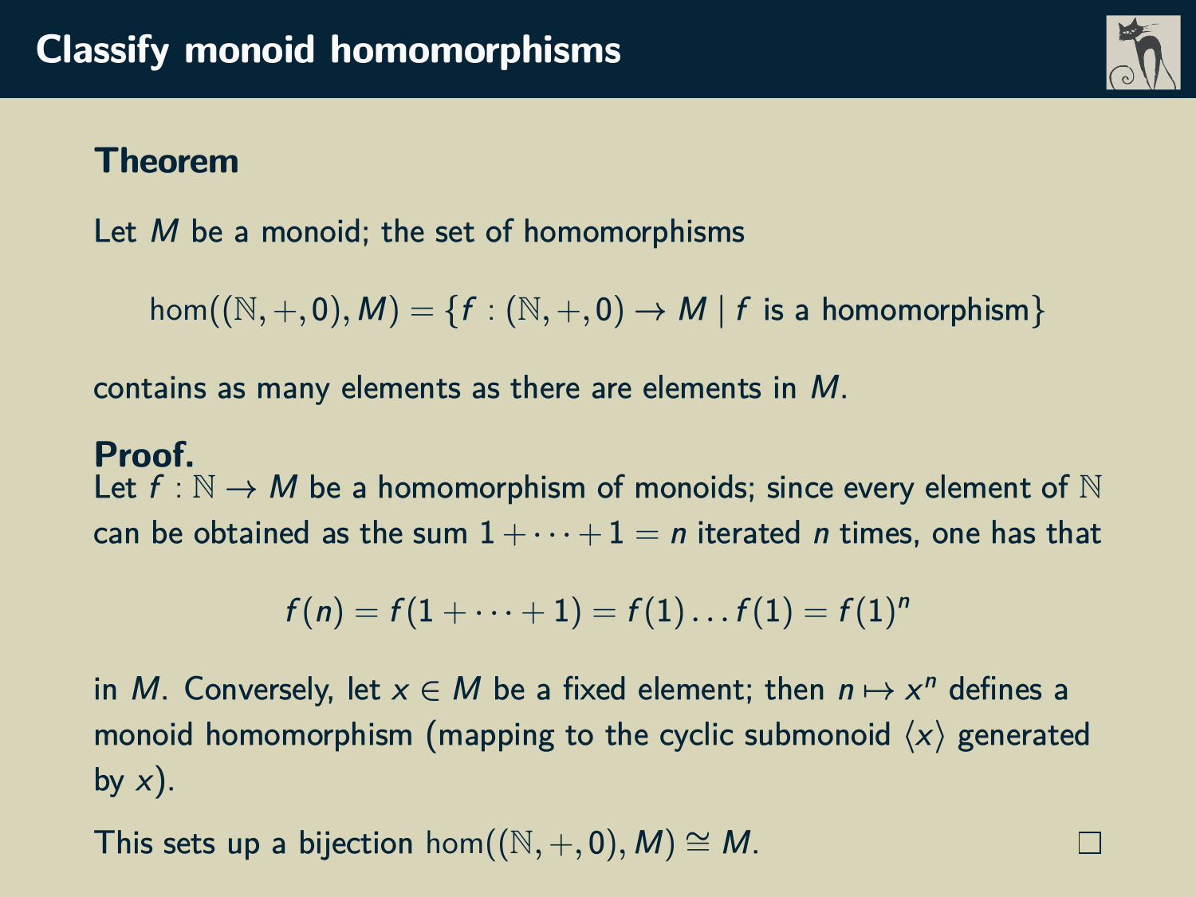# Classify monoid homomorphisms

**Theorem**

Let $M$ be a monoid; the set of homomorphisms

$$\hom((\mathbb{N}, +, 0), M) = \{f : (\mathbb{N}, +, 0) \to M \mid f \text{ is a homomorphism}\}$$

contains as many elements as there are elements in $M$.

**Proof.**
Let $f : \mathbb{N} \to M$ be a homomorphism of monoids; since every element of $\mathbb{N}$ can be obtained as the sum $1 + \cdots + 1 = n$ iterated $n$ times, one has that

$$f(n) = f(1 + \cdots + 1) = f(1) \ldots f(1) = f(1)^n$$

in $M$. Conversely, let $x \in M$ be a fixed element; then $n \mapsto x^n$ defines a monoid homomorphism (mapping to the cyclic submonoid $\langle x \rangle$ generated by $x$).

This sets up a bijection $\hom((\mathbb{N}, +, 0), M) \cong M$. □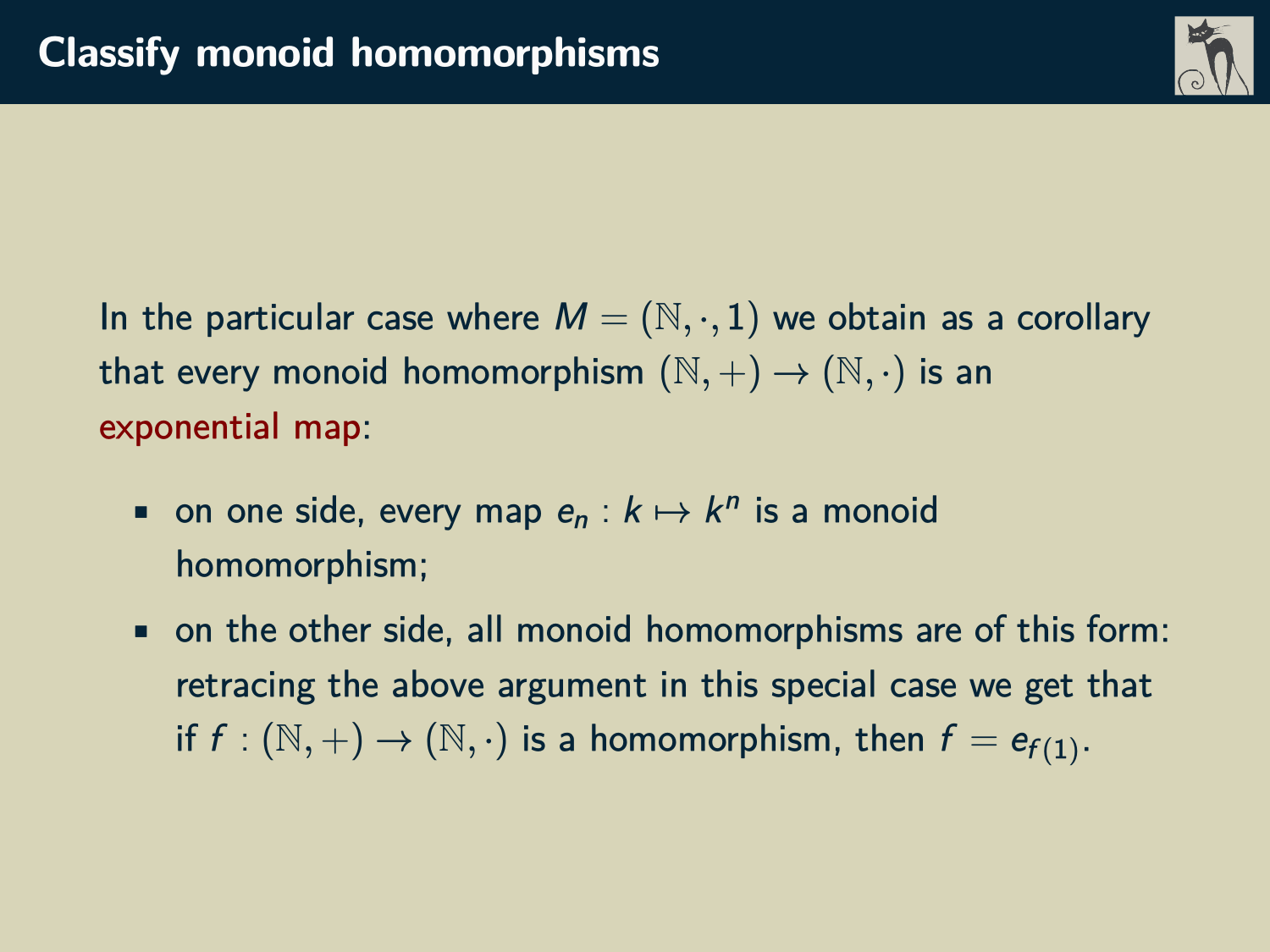# Classify monoid homomorphisms

In the particular case where $M = (\mathbb{N}, \cdot, 1)$ we obtain as a corollary that every monoid homomorphism $(\mathbb{N}, +) \to (\mathbb{N}, \cdot)$ is an exponential map:

- on one side, every map $e_n : k \mapsto k^n$ is a monoid homomorphism;
- on the other side, all monoid homomorphisms are of this form: retracing the above argument in this special case we get that if $f : (\mathbb{N}, +) \to (\mathbb{N}, \cdot)$ is a homomorphism, then $f = e_{f(1)}$.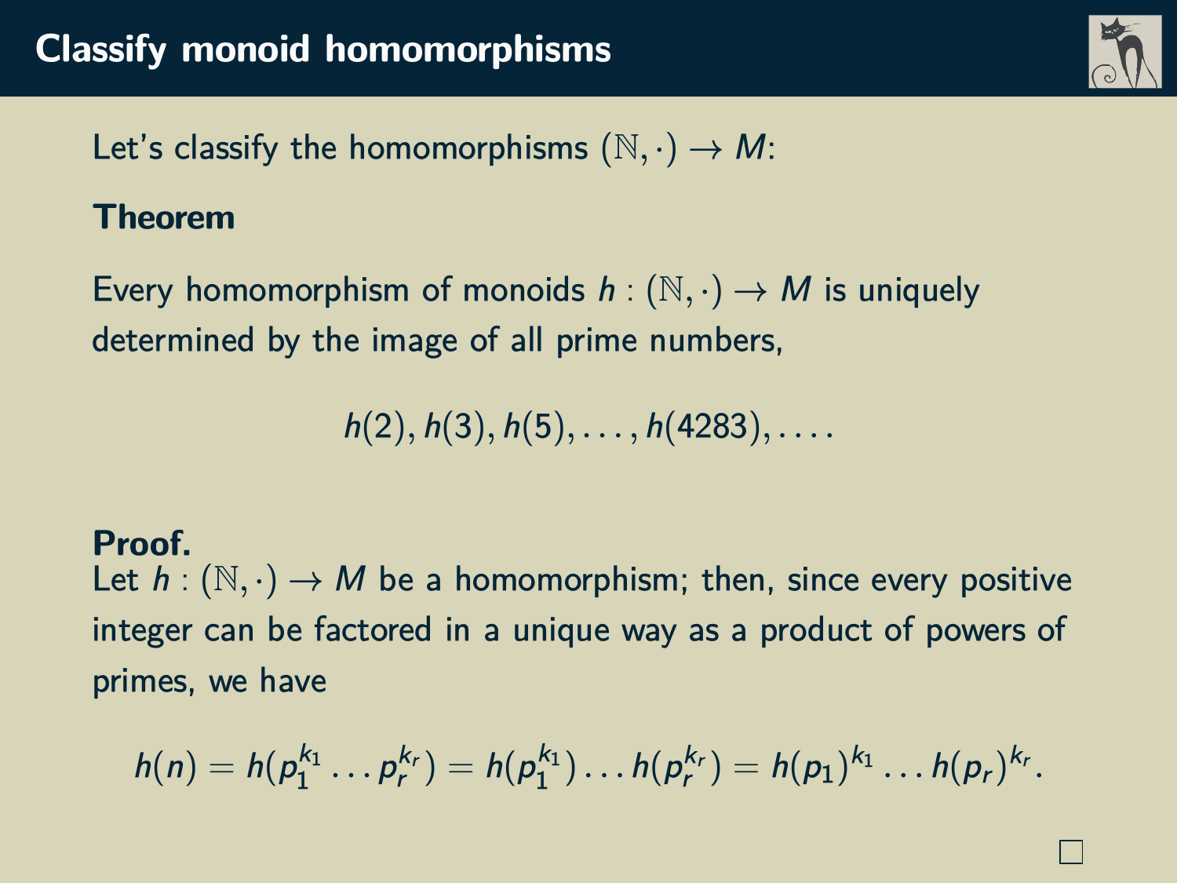# Classify monoid homomorphisms

Let's classify the homomorphisms $(\mathbb{N}, \cdot) \to M$:

**Theorem**

Every homomorphism of monoids $h : (\mathbb{N}, \cdot) \to M$ is uniquely determined by the image of all prime numbers,

$$h(2), h(3), h(5), \ldots, h(4283), \ldots.$$

**Proof.**
Let $h : (\mathbb{N}, \cdot) \to M$ be a homomorphism; then, since every positive integer can be factored in a unique way as a product of powers of primes, we have

$$h(n) = h(p_1^{k_1} \ldots p_r^{k_r}) = h(p_1^{k_1}) \ldots h(p_r^{k_r}) = h(p_1)^{k_1} \ldots h(p_r)^{k_r}.$$

□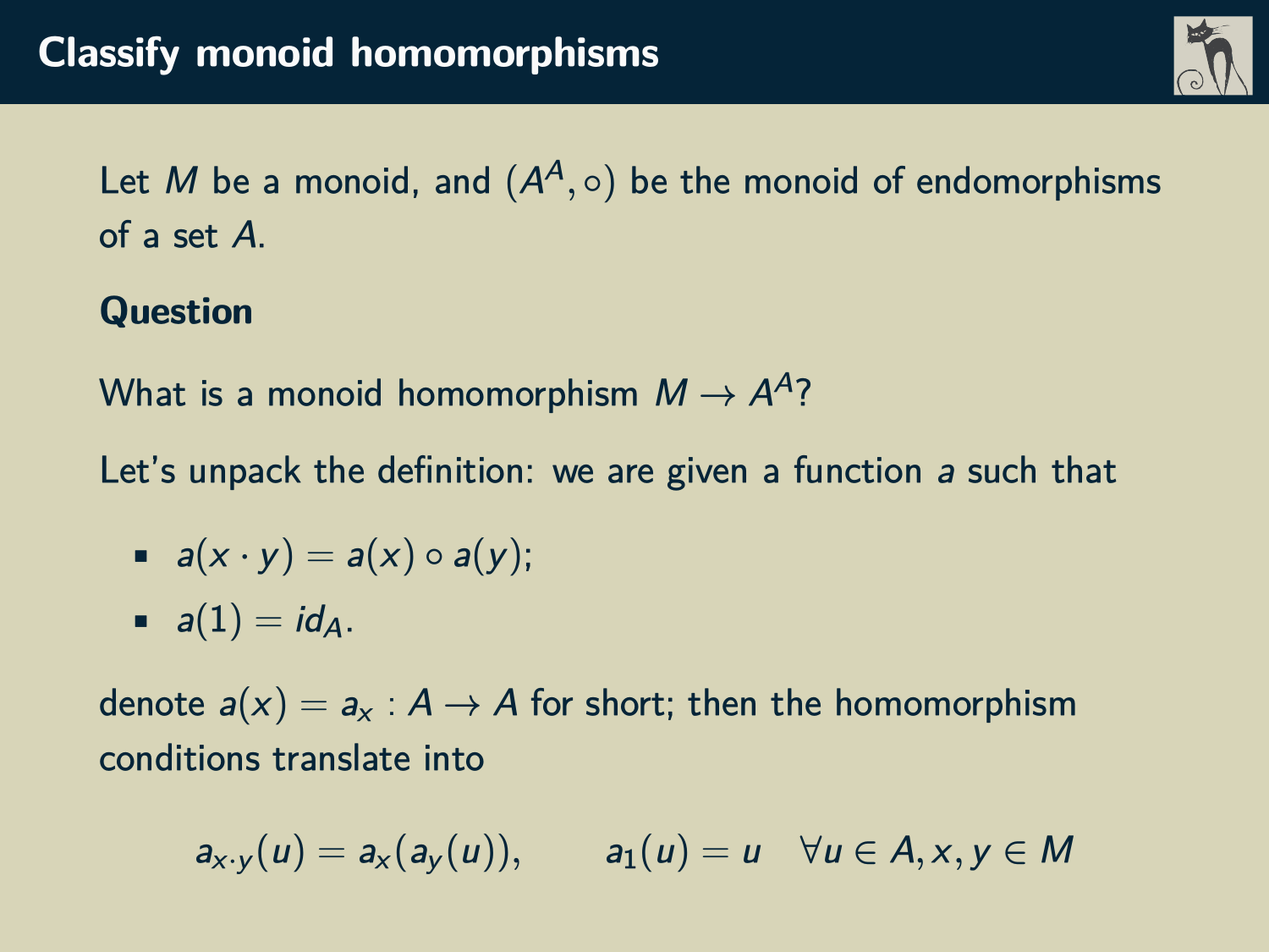# Classify monoid homomorphisms

Let $M$ be a monoid, and $(A^A, \circ)$ be the monoid of endomorphisms of a set $A$.

**Question**

What is a monoid homomorphism $M \to A^A$?

Let's unpack the definition: we are given a function $a$ such that

- $a(x \cdot y) = a(x) \circ a(y)$;
- $a(1) = id_A$.

denote $a(x) = a_x : A \to A$ for short; then the homomorphism conditions translate into

$$a_{x \cdot y}(u) = a_x(a_y(u)), \qquad a_1(u) = u \quad \forall u \in A, x, y \in M$$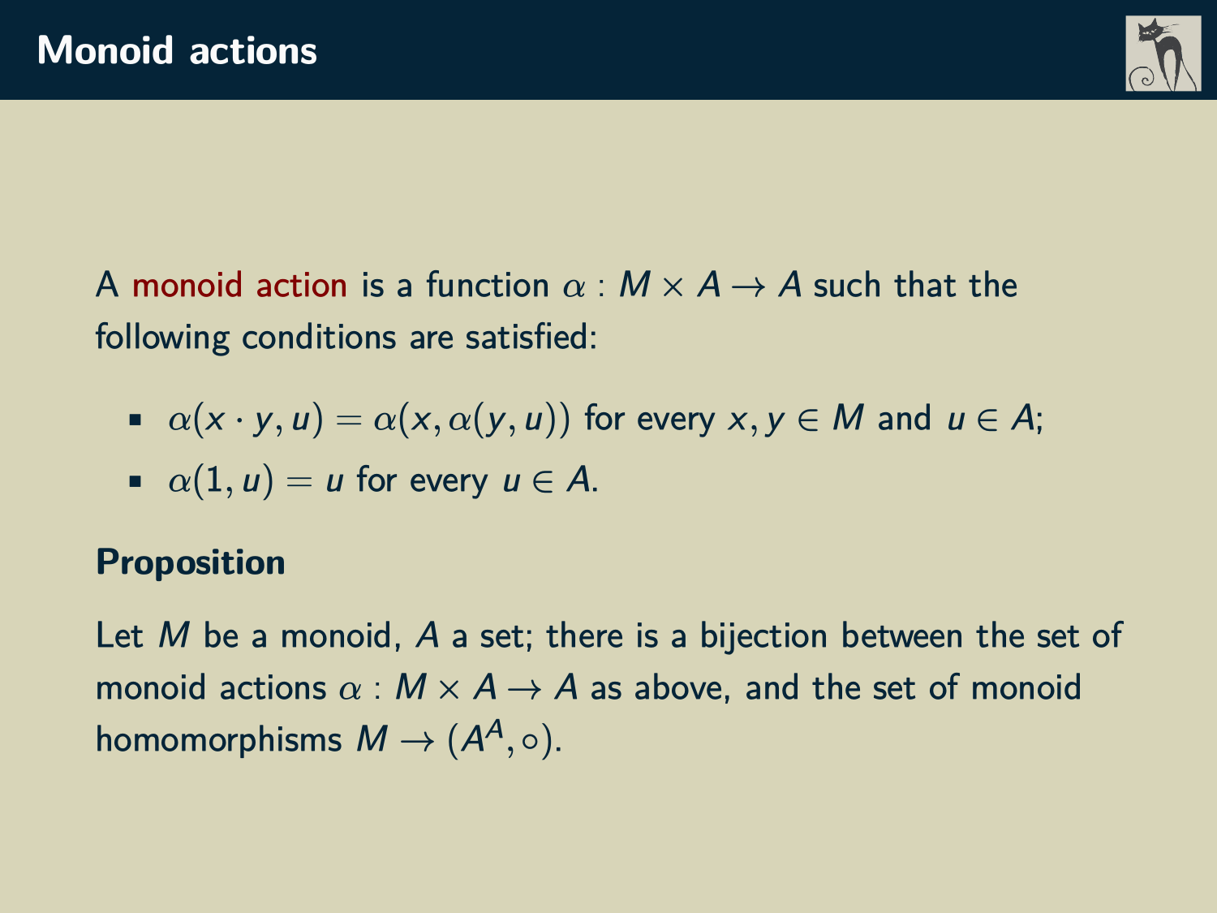# Monoid actions

A monoid action is a function $\alpha : M \times A \to A$ such that the following conditions are satisfied:

- $\alpha(x \cdot y, u) = \alpha(x, \alpha(y, u))$ for every $x, y \in M$ and $u \in A$;
- $\alpha(1, u) = u$ for every $u \in A$.

**Proposition**

Let $M$ be a monoid, $A$ a set; there is a bijection between the set of monoid actions $\alpha : M \times A \to A$ as above, and the set of monoid homomorphisms $M \to (A^A, \circ)$.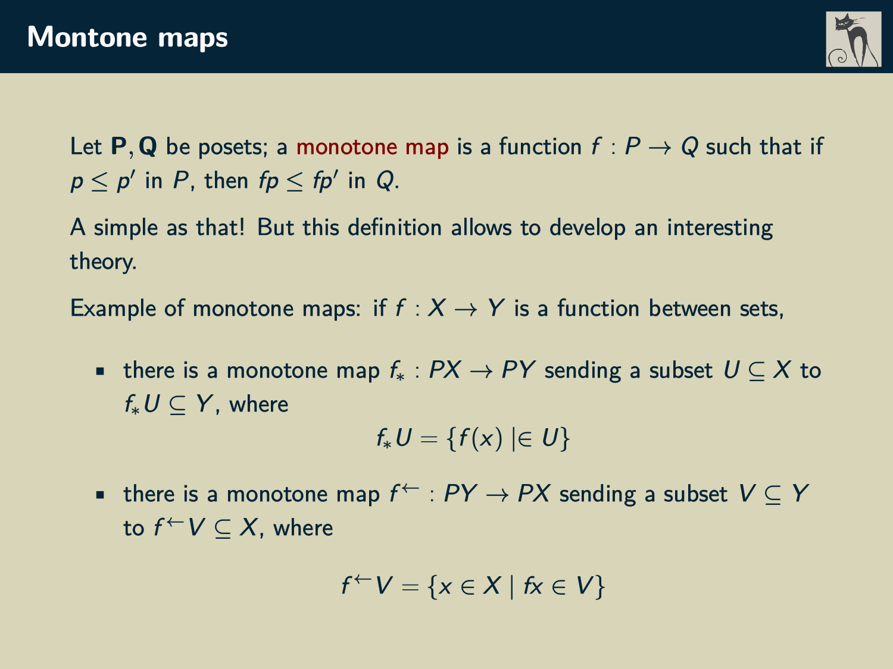# Montone maps

Let $\mathbf{P}, \mathbf{Q}$ be posets; a monotone map is a function $f : P \to Q$ such that if $p \leq p'$ in $P$, then $fp \leq fp'$ in $Q$.

A simple as that! But this definition allows to develop an interesting theory.

Example of monotone maps: if $f : X \to Y$ is a function between sets,

- there is a monotone map $f_* : PX \to PY$ sending a subset $U \subseteq X$ to $f_* U \subseteq Y$, where
$$f_* U = \{f(x) \mid \in U\}$$
- there is a monotone map $f^{\leftarrow} : PY \to PX$ sending a subset $V \subseteq Y$ to $f^{\leftarrow} V \subseteq X$, where
$$f^{\leftarrow} V = \{x \in X \mid fx \in V\}$$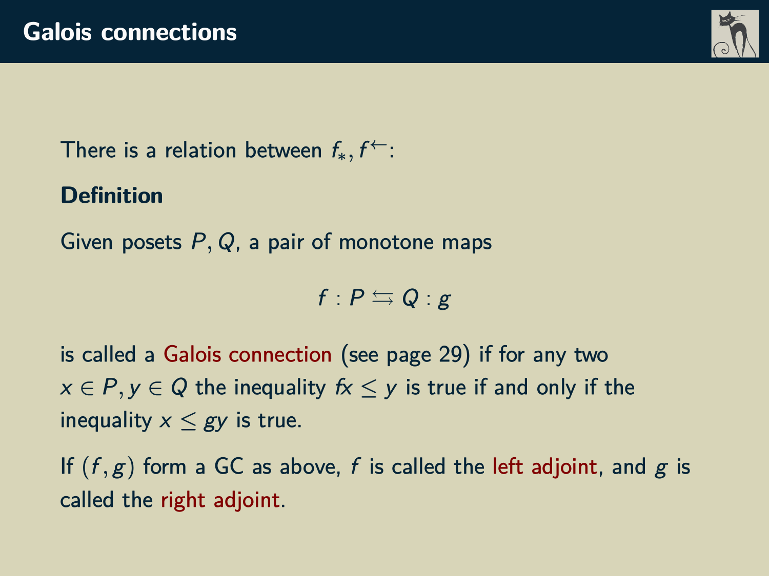# Galois connections

There is a relation between $f_*, f^{\leftarrow}$:

**Definition**

Given posets $P, Q$, a pair of monotone maps

$$f : P \leftrightarrows Q : g$$

is called a Galois connection (see page 29) if for any two $x \in P, y \in Q$ the inequality $fx \leq y$ is true if and only if the inequality $x \leq gy$ is true.

If $(f, g)$ form a GC as above, $f$ is called the left adjoint, and $g$ is called the right adjoint.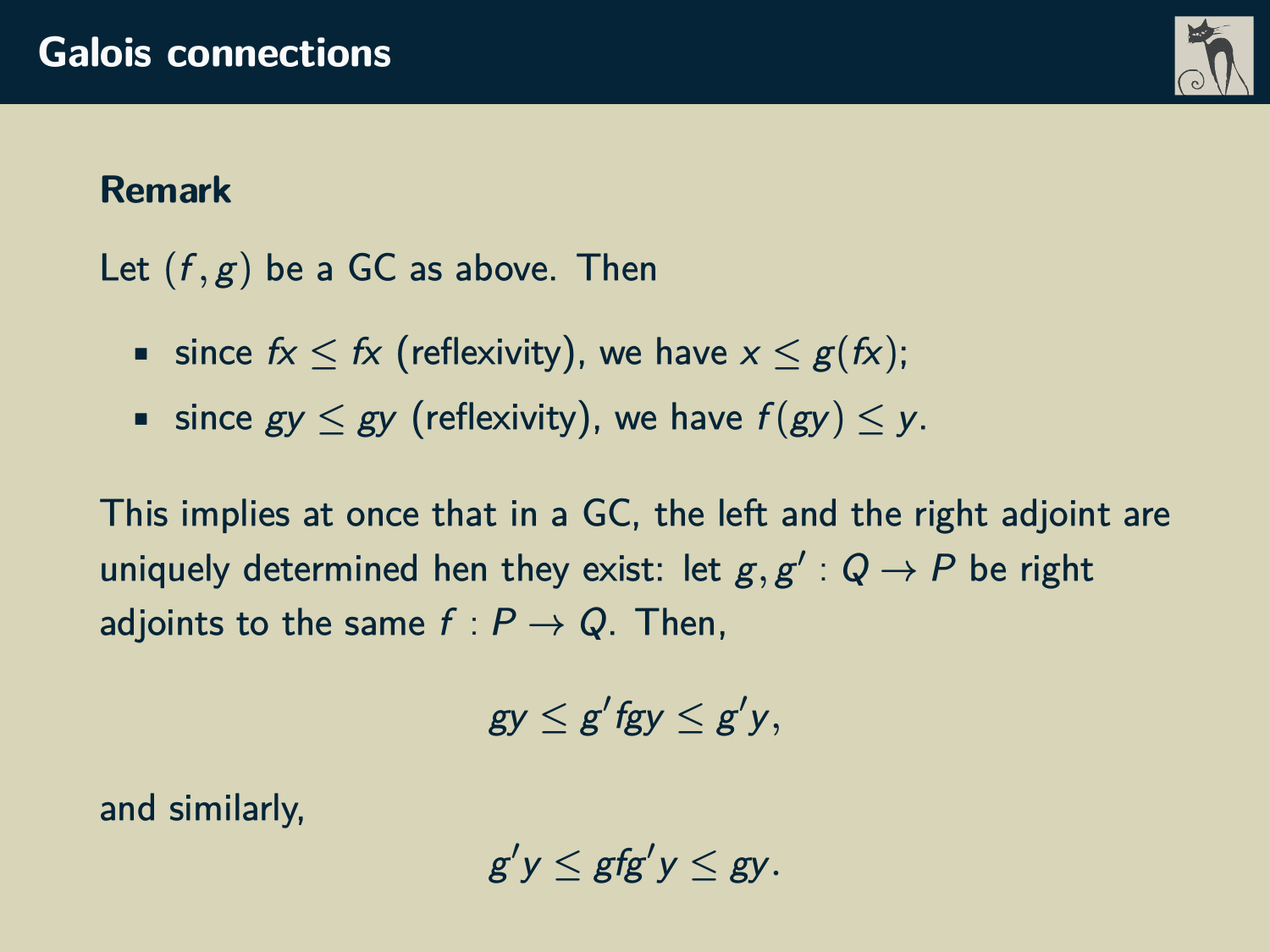## Galois connections

**Remark**

Let $(f, g)$ be a GC as above. Then

- since $fx \leq fx$ (reflexivity), we have $x \leq g(fx)$;
- since $gy \leq gy$ (reflexivity), we have $f(gy) \leq y$.

This implies at once that in a GC, the left and the right adjoint are uniquely determined hen they exist: let $g, g' : Q \to P$ be right adjoints to the same $f : P \to Q$. Then,

$$gy \leq g'fgy \leq g'y,$$

and similarly,

$$g'y \leq gfg'y \leq gy.$$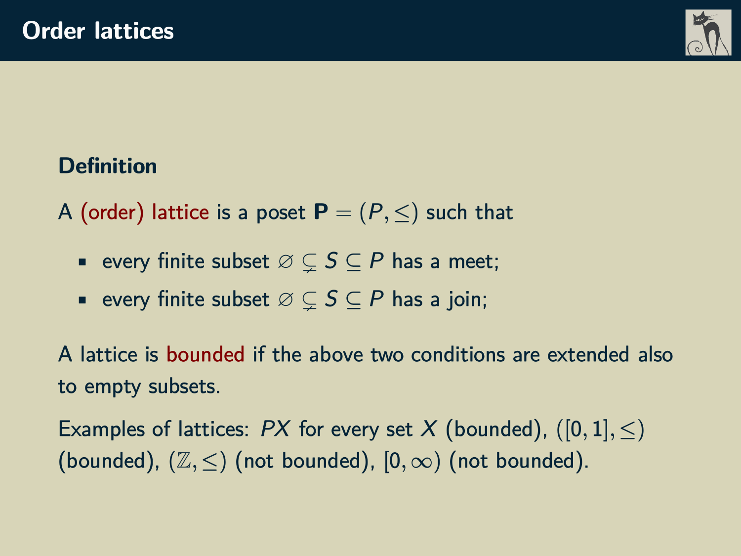# Order lattices

**Definition**

A (order) lattice is a poset $\mathbf{P} = (P, \leq)$ such that

- every finite subset $\varnothing \subsetneq S \subseteq P$ has a meet;
- every finite subset $\varnothing \subsetneq S \subseteq P$ has a join;

A lattice is bounded if the above two conditions are extended also to empty subsets.

Examples of lattices: $PX$ for every set $X$ (bounded), $([0,1], \leq)$ (bounded), $(\mathbb{Z}, \leq)$ (not bounded), $[0, \infty)$ (not bounded).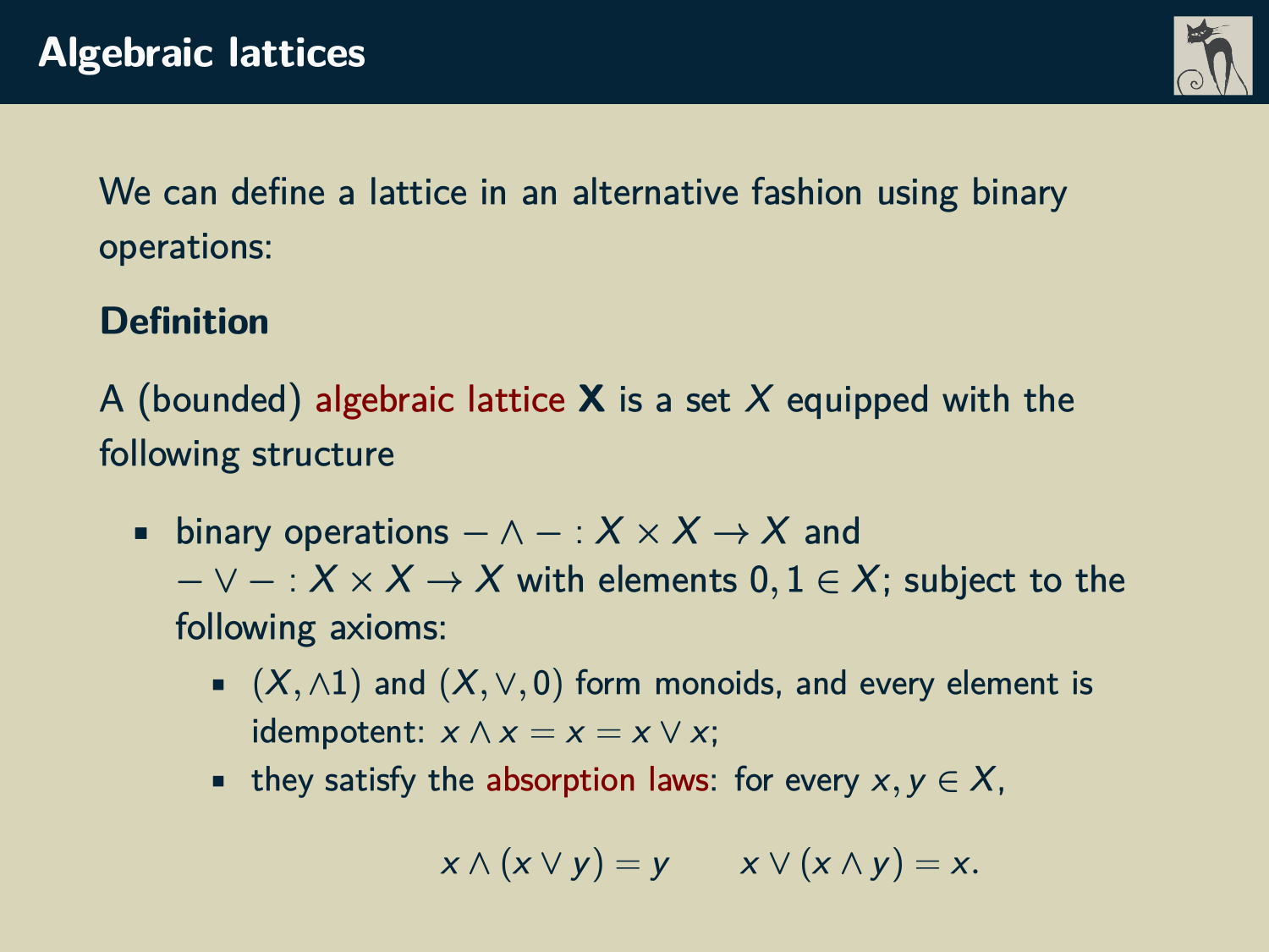# Algebraic lattices

We can define a lattice in an alternative fashion using binary operations:

**Definition**

A (bounded) algebraic lattice $\mathbf{X}$ is a set $X$ equipped with the following structure

- binary operations $- \wedge - : X \times X \to X$ and $- \vee - : X \times X \to X$ with elements $0, 1 \in X$; subject to the following axioms:
  - $(X, \wedge 1)$ and $(X, \vee, 0)$ form monoids, and every element is idempotent: $x \wedge x = x = x \vee x$;
  - they satisfy the absorption laws: for every $x, y \in X$,

$$x \wedge (x \vee y) = y \qquad x \vee (x \wedge y) = x.$$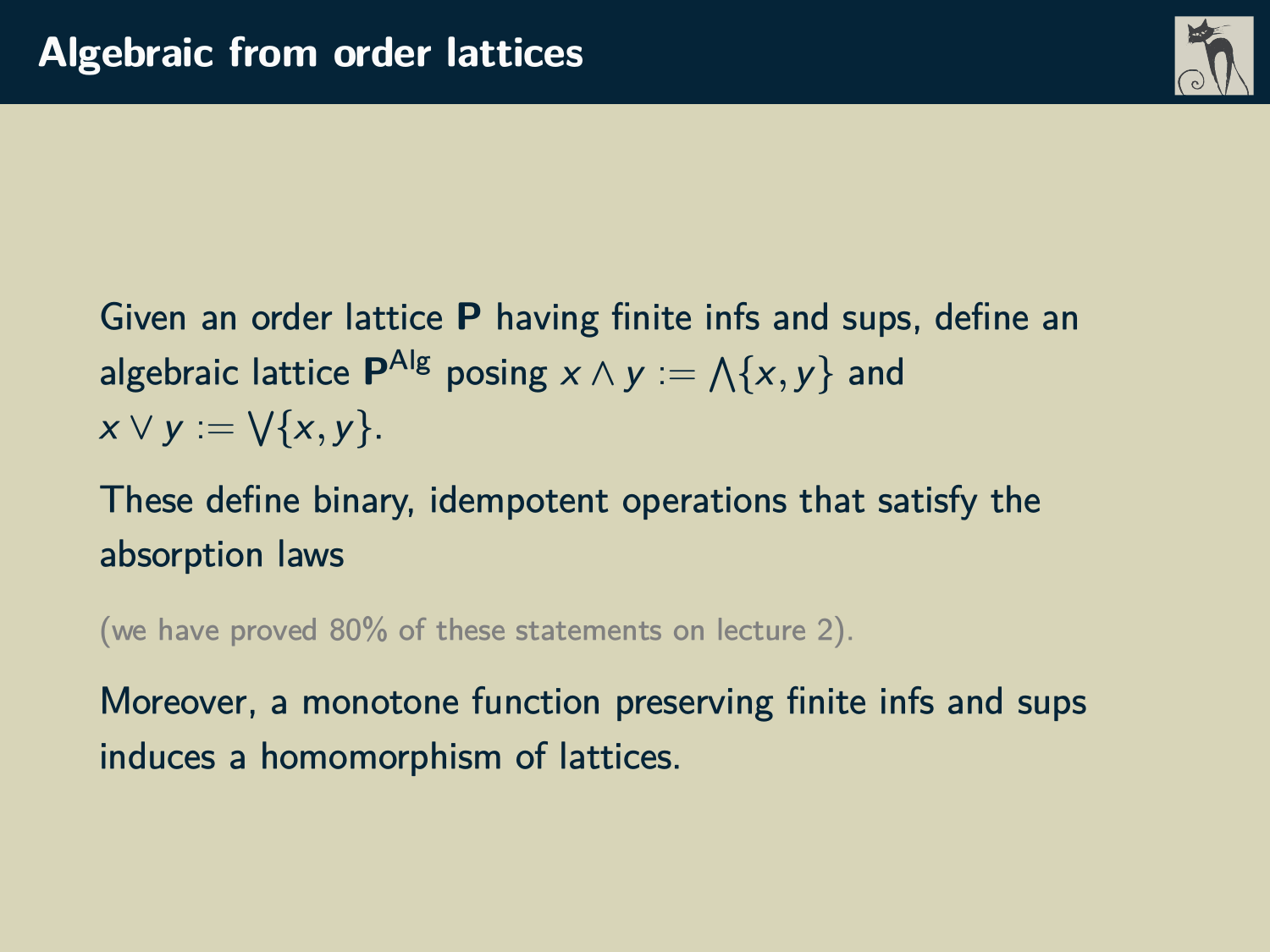# Algebraic from order lattices

Given an order lattice $\mathbf{P}$ having finite infs and sups, define an algebraic lattice $\mathbf{P}^{\mathsf{Alg}}$ posing $x \wedge y := \bigwedge\{x, y\}$ and $x \vee y := \bigvee\{x, y\}$.

These define binary, idempotent operations that satisfy the absorption laws

(we have proved 80% of these statements on lecture 2).

Moreover, a monotone function preserving finite infs and sups induces a homomorphism of lattices.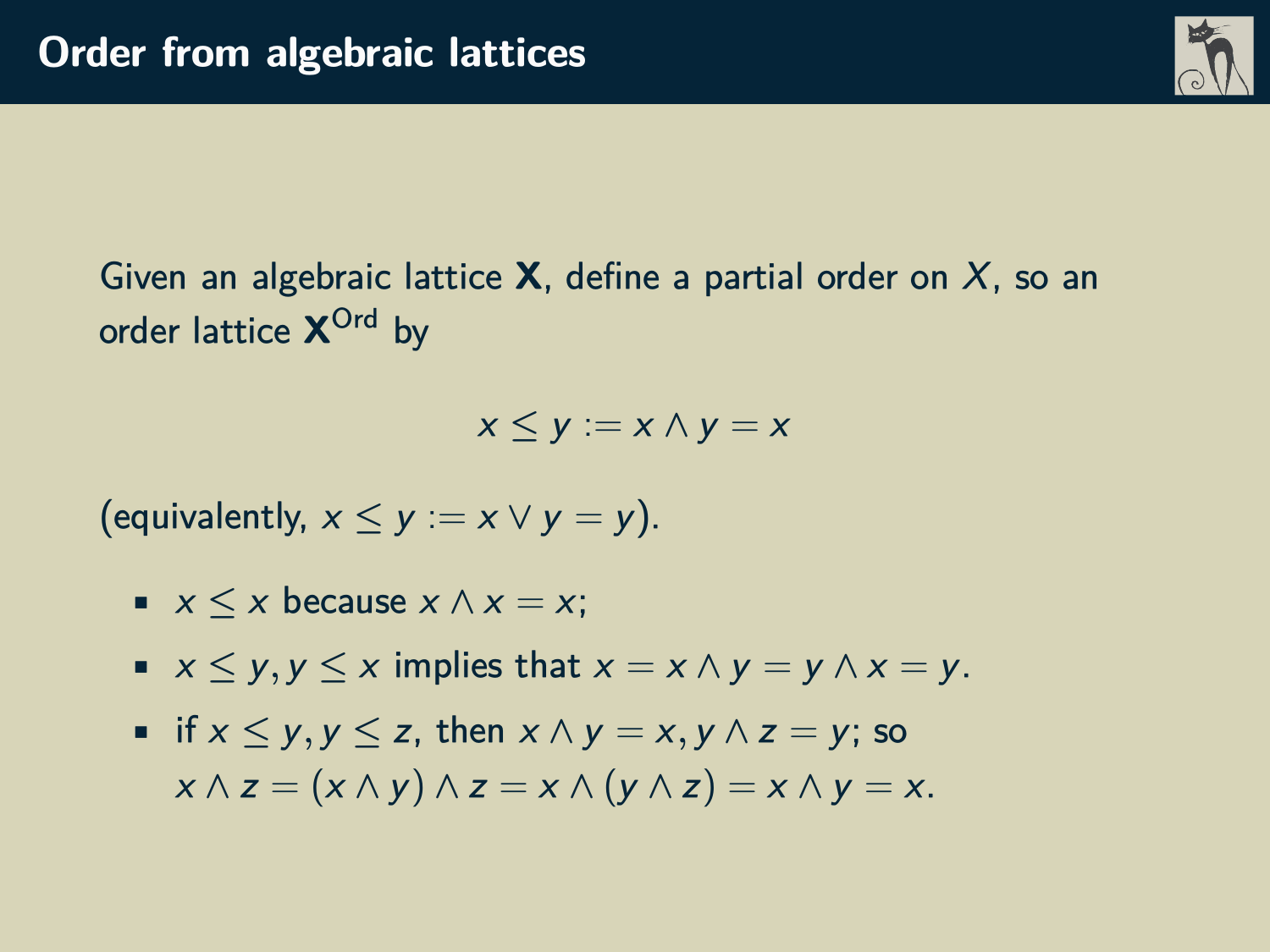# Order from algebraic lattices

Given an algebraic lattice $\mathbf{X}$, define a partial order on $X$, so an order lattice $\mathbf{X}^{\mathrm{Ord}}$ by

$$x \leq y := x \wedge y = x$$

(equivalently, $x \leq y := x \vee y = y$).

- $x \leq x$ because $x \wedge x = x$;
- $x \leq y, y \leq x$ implies that $x = x \wedge y = y \wedge x = y$.
- if $x \leq y, y \leq z$, then $x \wedge y = x, y \wedge z = y$; so $x \wedge z = (x \wedge y) \wedge z = x \wedge (y \wedge z) = x \wedge y = x$.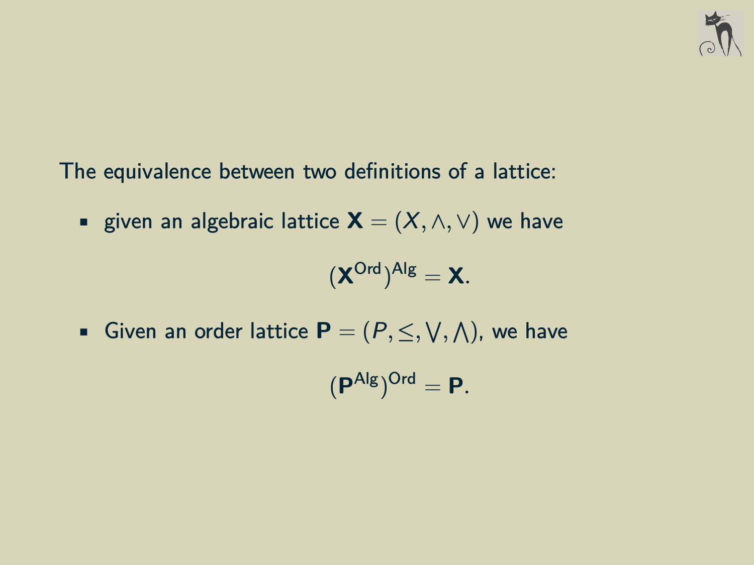The equivalence between two definitions of a lattice:

- given an algebraic lattice $\mathbf{X} = (X, \wedge, \vee)$ we have

$$(\mathbf{X}^{\mathsf{Ord}})^{\mathsf{Alg}} = \mathbf{X}.$$

- Given an order lattice $\mathbf{P} = (P, \leq, \bigvee, \bigwedge)$, we have

$$(\mathbf{P}^{\mathsf{Alg}})^{\mathsf{Ord}} = \mathbf{P}.$$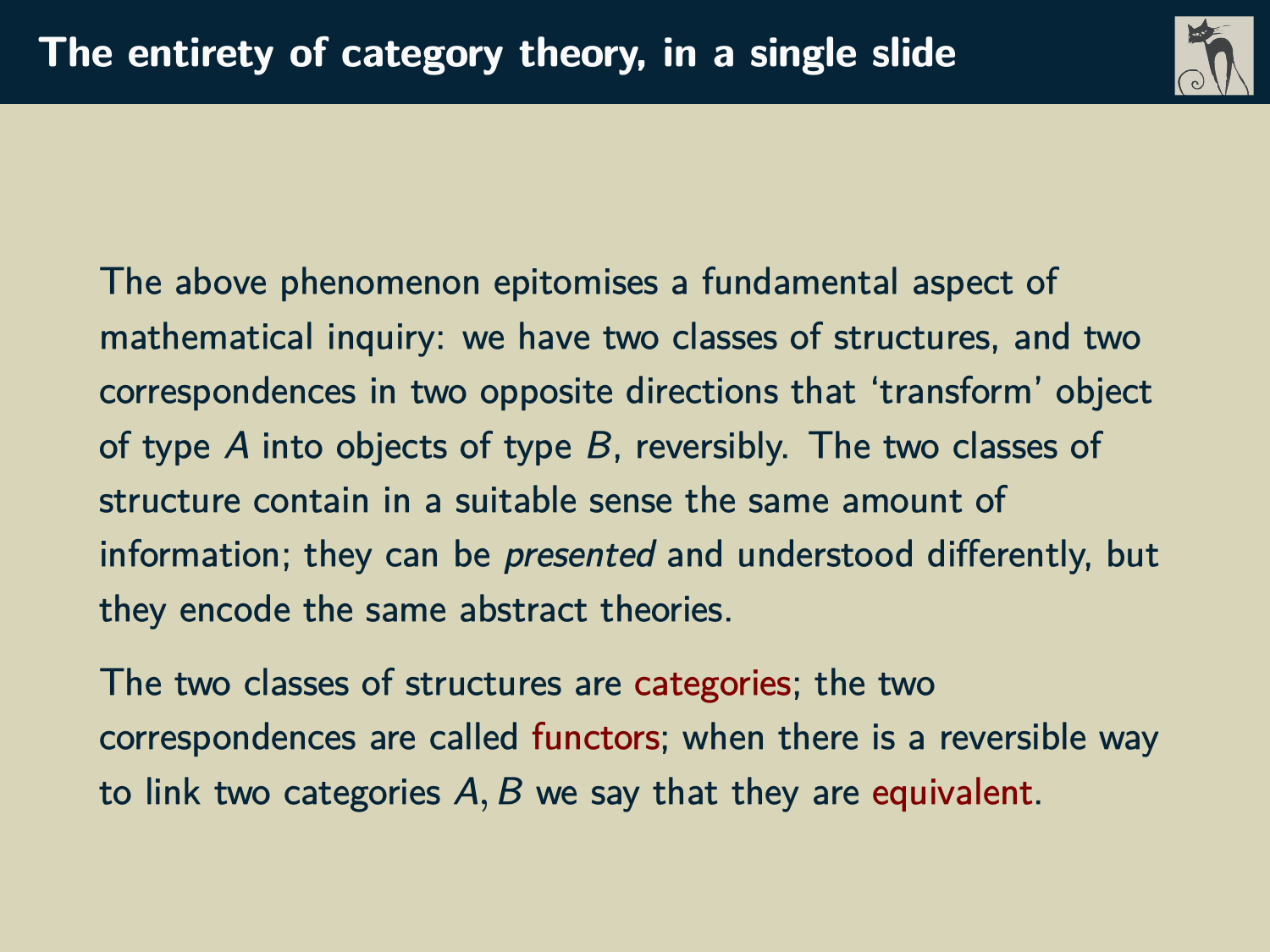# The entirety of category theory, in a single slide

The above phenomenon epitomises a fundamental aspect of mathematical inquiry: we have two classes of structures, and two correspondences in two opposite directions that 'transform' object of type $A$ into objects of type $B$, reversibly. The two classes of structure contain in a suitable sense the same amount of information; they can be *presented* and understood differently, but they encode the same abstract theories.

The two classes of structures are categories; the two correspondences are called functors; when there is a reversible way to link two categories $A, B$ we say that they are equivalent.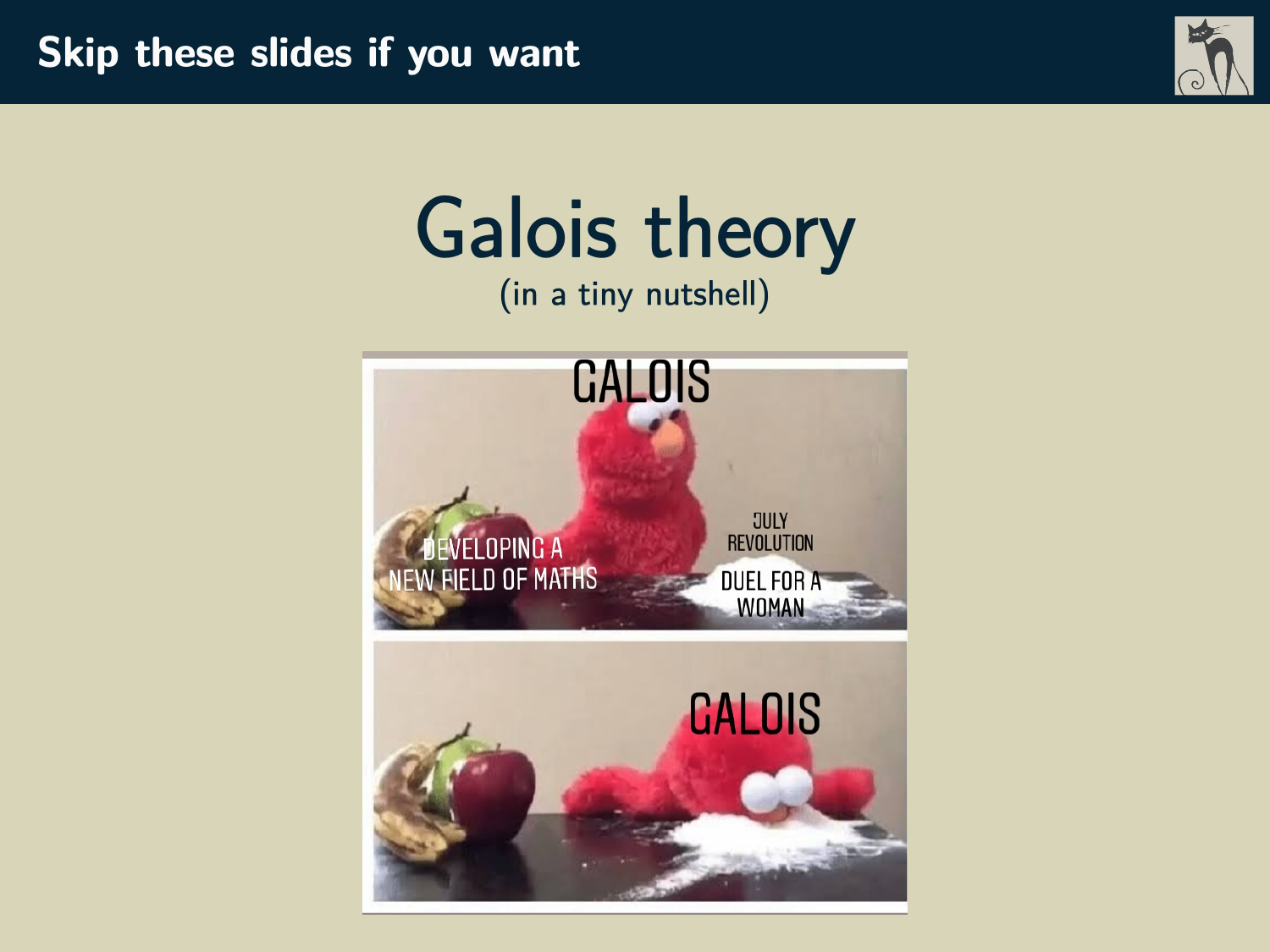## Skip these slides if you want

# Galois theory

(in a tiny nutshell)

GALOIS

DEVELOPING A NEW FIELD OF MATHS

JULY REVOLUTION

DUEL FOR A WOMAN

GALOIS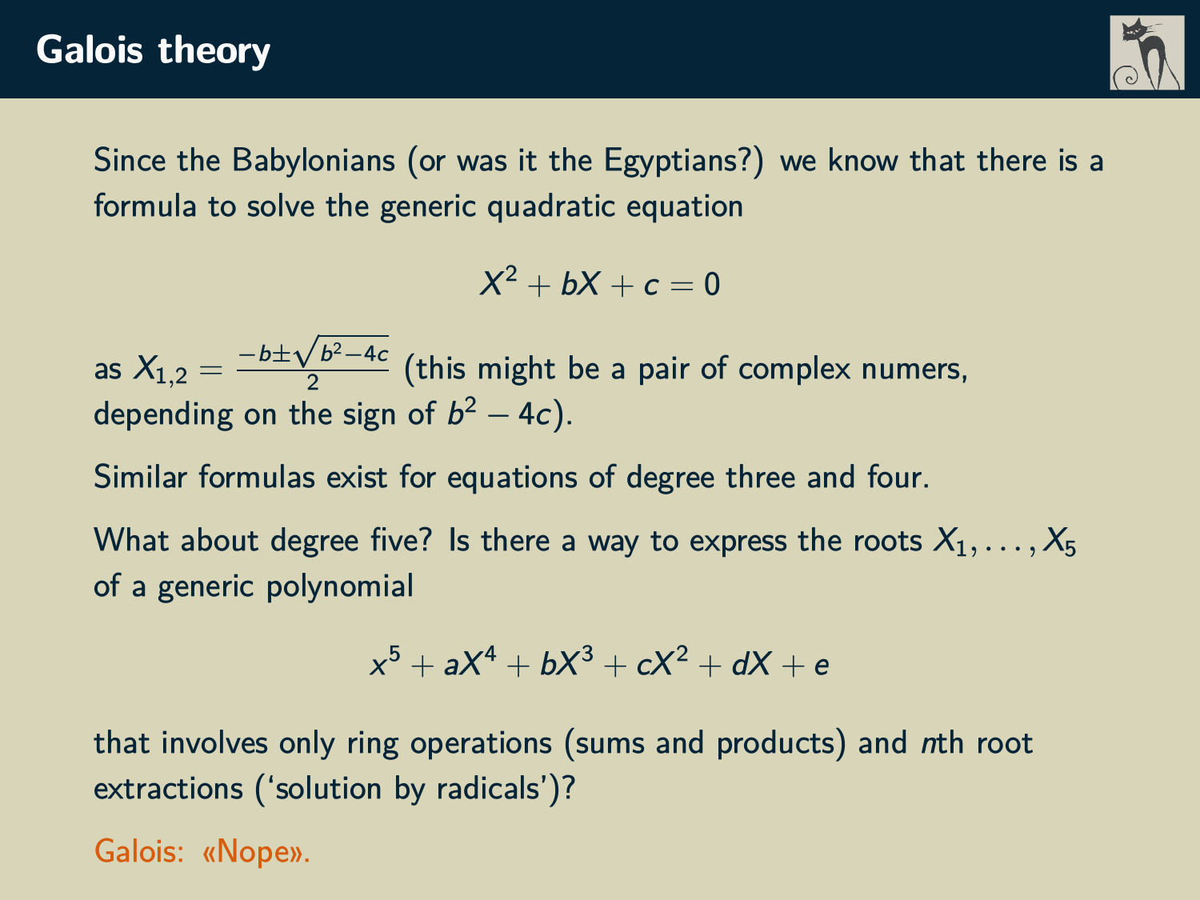# Galois theory

Since the Babylonians (or was it the Egyptians?) we know that there is a formula to solve the generic quadratic equation

$$X^2 + bX + c = 0$$

as $X_{1,2} = \frac{-b \pm \sqrt{b^2 - 4c}}{2}$ (this might be a pair of complex numers, depending on the sign of $b^2 - 4c$).

Similar formulas exist for equations of degree three and four.

What about degree five? Is there a way to express the roots $X_1, \dots, X_5$ of a generic polynomial

$$x^5 + aX^4 + bX^3 + cX^2 + dX + e$$

that involves only ring operations (sums and products) and $n$th root extractions ('solution by radicals')?

Galois: «Nope».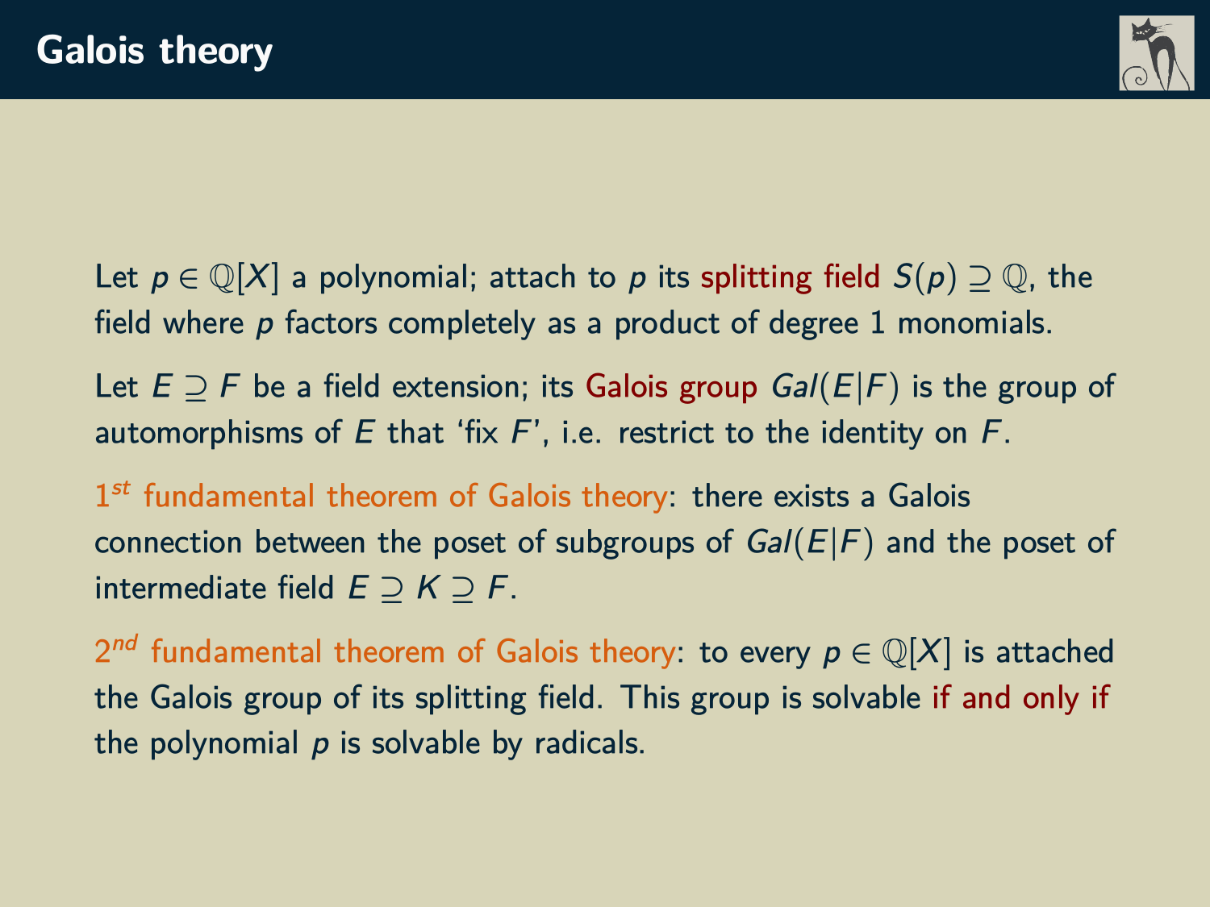# Galois theory

Let $p \in \mathbb{Q}[X]$ a polynomial; attach to $p$ its splitting field $S(p) \supseteq \mathbb{Q}$, the field where $p$ factors completely as a product of degree 1 monomials.

Let $E \supseteq F$ be a field extension; its Galois group $Gal(E|F)$ is the group of automorphisms of $E$ that 'fix $F$', i.e. restrict to the identity on $F$.

$1^{st}$ fundamental theorem of Galois theory: there exists a Galois connection between the poset of subgroups of $Gal(E|F)$ and the poset of intermediate field $E \supseteq K \supseteq F$.

$2^{nd}$ fundamental theorem of Galois theory: to every $p \in \mathbb{Q}[X]$ is attached the Galois group of its splitting field. This group is solvable if and only if the polynomial $p$ is solvable by radicals.